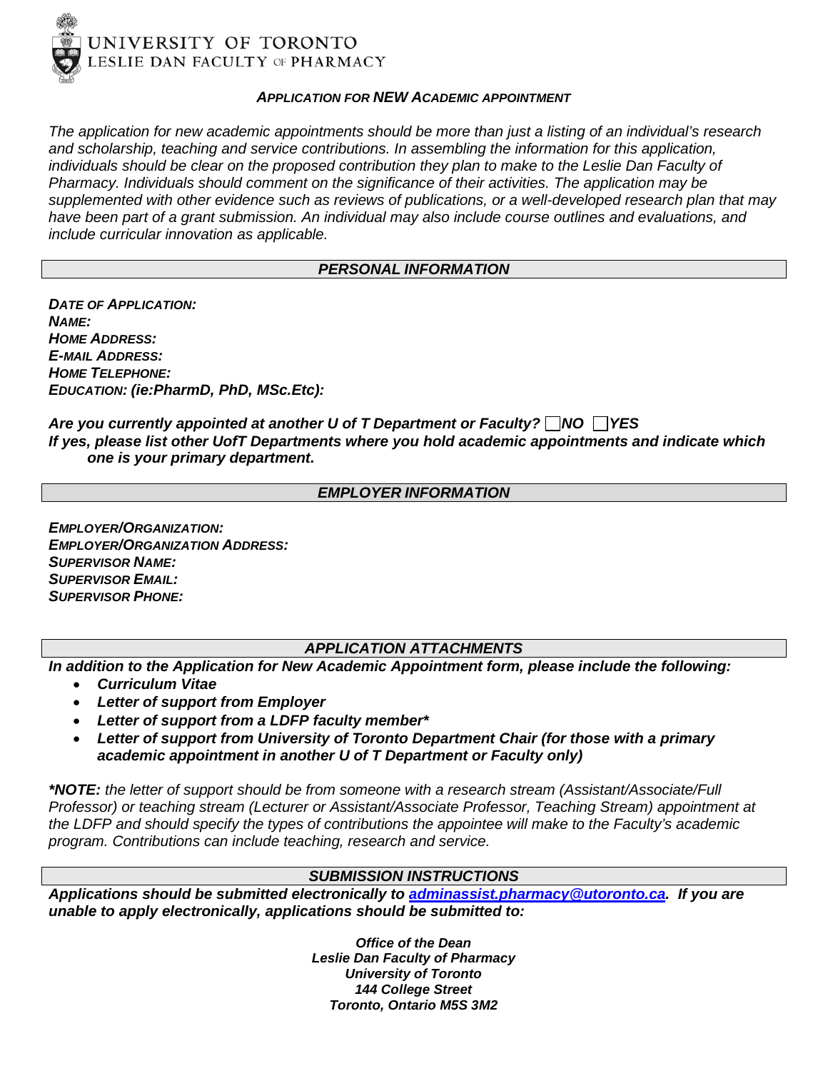UNIVERSITY OF TORONTO
LESLIE DAN FACULTY OF PHARMACY

# *APPLICATION FOR NEW ACADEMIC APPOINTMENT*

*The application for new academic appointments should be more than just a listing of an individual's research and scholarship, teaching and service contributions. In assembling the information for this application, individuals should be clear on the proposed contribution they plan to make to the Leslie Dan Faculty of Pharmacy. Individuals should comment on the significance of their activities. The application may be supplemented with other evidence such as reviews of publications, or a well-developed research plan that may have been part of a grant submission. An individual may also include course outlines and evaluations, and include curricular innovation as applicable.*

## *PERSONAL INFORMATION*

***DATE OF APPLICATION:***
***NAME:***
***HOME ADDRESS:***
***E-MAIL ADDRESS:***
***HOME TELEPHONE:***
***EDUCATION: (ie:PharmD, PhD, MSc.Etc):***

***Are you currently appointed at another U of T Department or Faculty?*** ☐ ***NO*** ☐ ***YES***
***If yes, please list other UofT Departments where you hold academic appointments and indicate which one is your primary department.***

## *EMPLOYER INFORMATION*

***EMPLOYER/ORGANIZATION:***
***EMPLOYER/ORGANIZATION ADDRESS:***
***SUPERVISOR NAME:***
***SUPERVISOR EMAIL:***
***SUPERVISOR PHONE:***

## *APPLICATION ATTACHMENTS*

***In addition to the Application for New Academic Appointment form, please include the following:***

- ***Curriculum Vitae***
- ***Letter of support from Employer***
- ***Letter of support from a LDFP faculty member****
- ***Letter of support from University of Toronto Department Chair (for those with a primary academic appointment in another U of T Department or Faculty only)***

***\*NOTE:*** *the letter of support should be from someone with a research stream (Assistant/Associate/Full Professor) or teaching stream (Lecturer or Assistant/Associate Professor, Teaching Stream) appointment at the LDFP and should specify the types of contributions the appointee will make to the Faculty's academic program. Contributions can include teaching, research and service.*

## *SUBMISSION INSTRUCTIONS*

***Applications should be submitted electronically to [adminassist.pharmacy@utoronto.ca](mailto:adminassist.pharmacy@utoronto.ca). If you are unable to apply electronically, applications should be submitted to:***

***Office of the Dean***
***Leslie Dan Faculty of Pharmacy***
***University of Toronto***
***144 College Street***
***Toronto, Ontario M5S 3M2***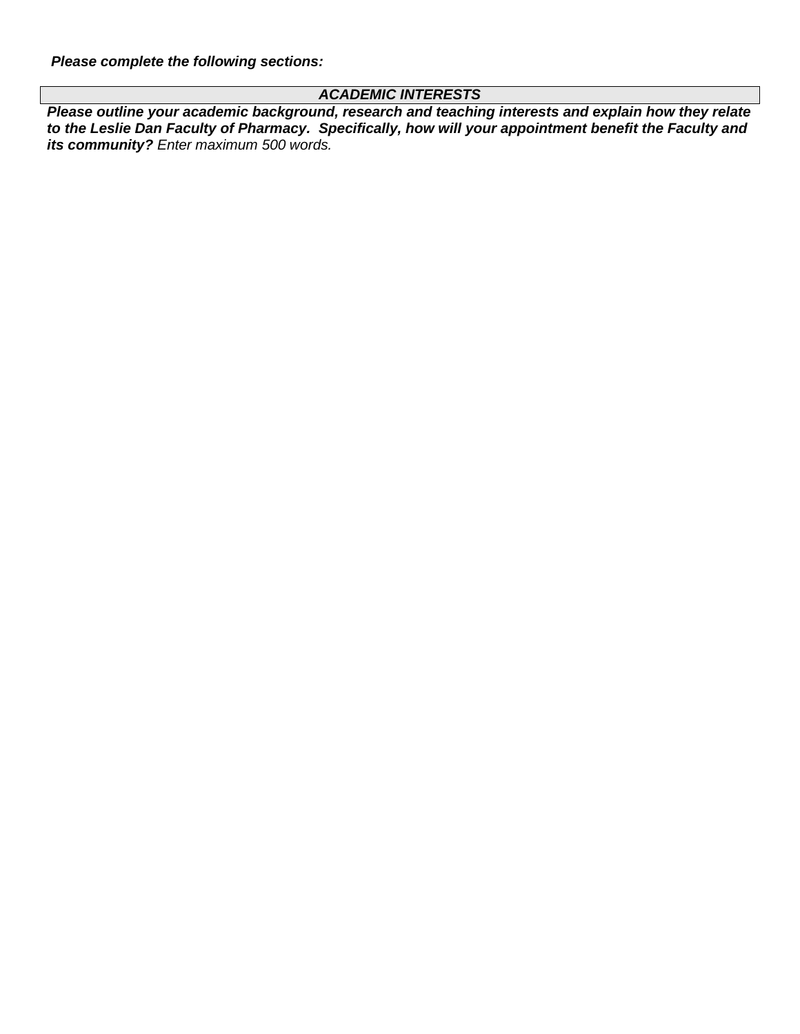***Please complete the following sections:***

| ***ACADEMIC INTERESTS*** |
| --- |

***Please outline your academic background, research and teaching interests and explain how they relate to the Leslie Dan Faculty of Pharmacy. Specifically, how will your appointment benefit the Faculty and its community?*** *Enter maximum 500 words.*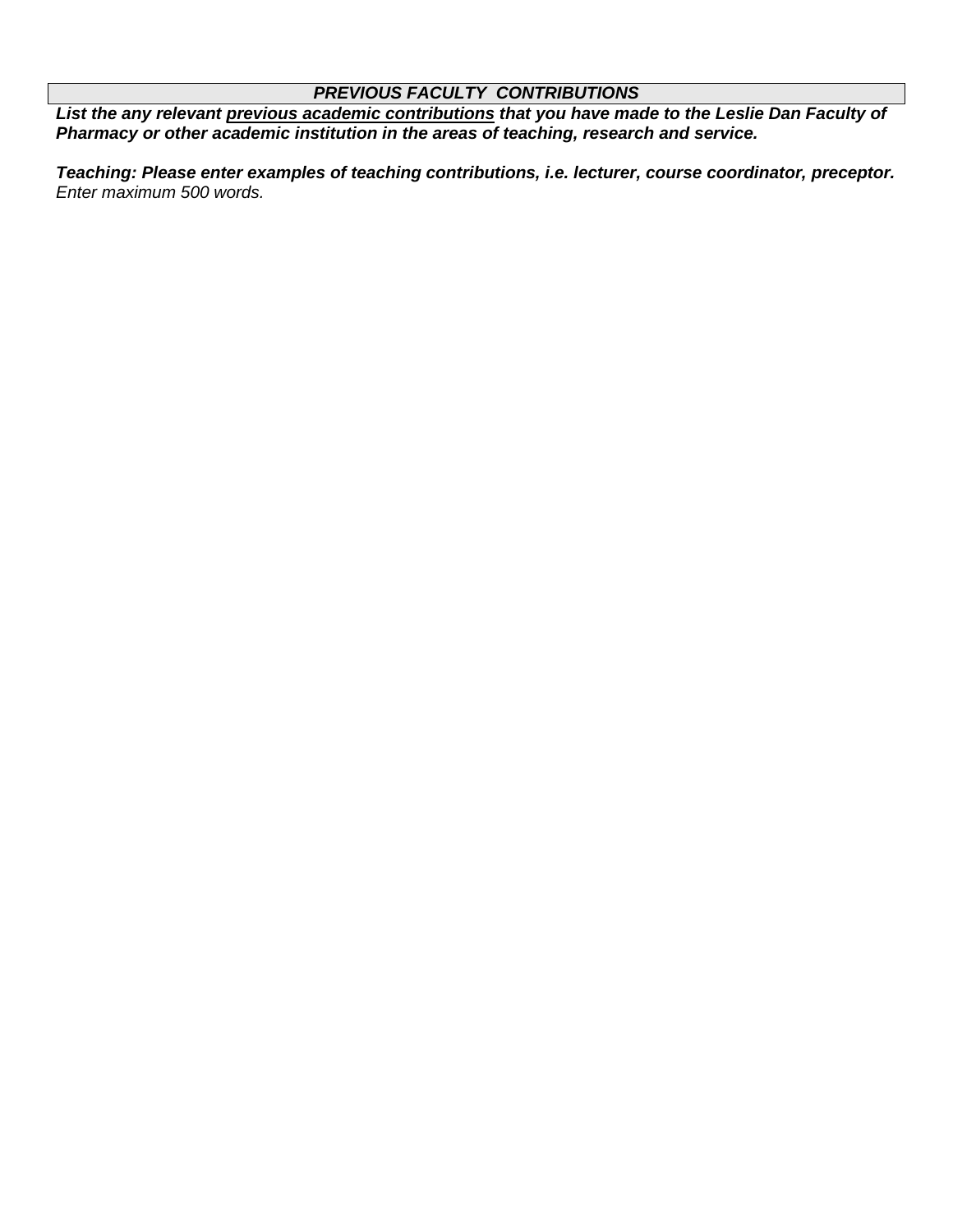## *PREVIOUS FACULTY CONTRIBUTIONS*

***List the any relevant <u>previous academic contributions</u> that you have made to the Leslie Dan Faculty of Pharmacy or other academic institution in the areas of teaching, research and service.***

***Teaching: Please enter examples of teaching contributions, i.e. lecturer, course coordinator, preceptor.***
*Enter maximum 500 words.*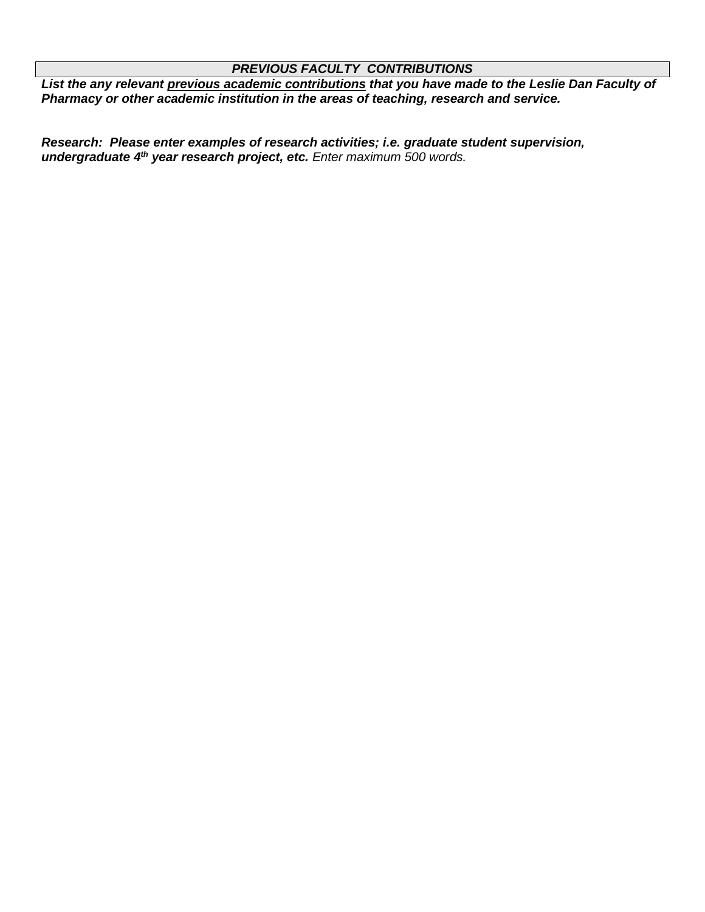## *PREVIOUS FACULTY CONTRIBUTIONS*

***List the any relevant previous academic contributions that you have made to the Leslie Dan Faculty of Pharmacy or other academic institution in the areas of teaching, research and service.***

***Research: Please enter examples of research activities; i.e. graduate student supervision, undergraduate 4th year research project, etc.*** *Enter maximum 500 words.*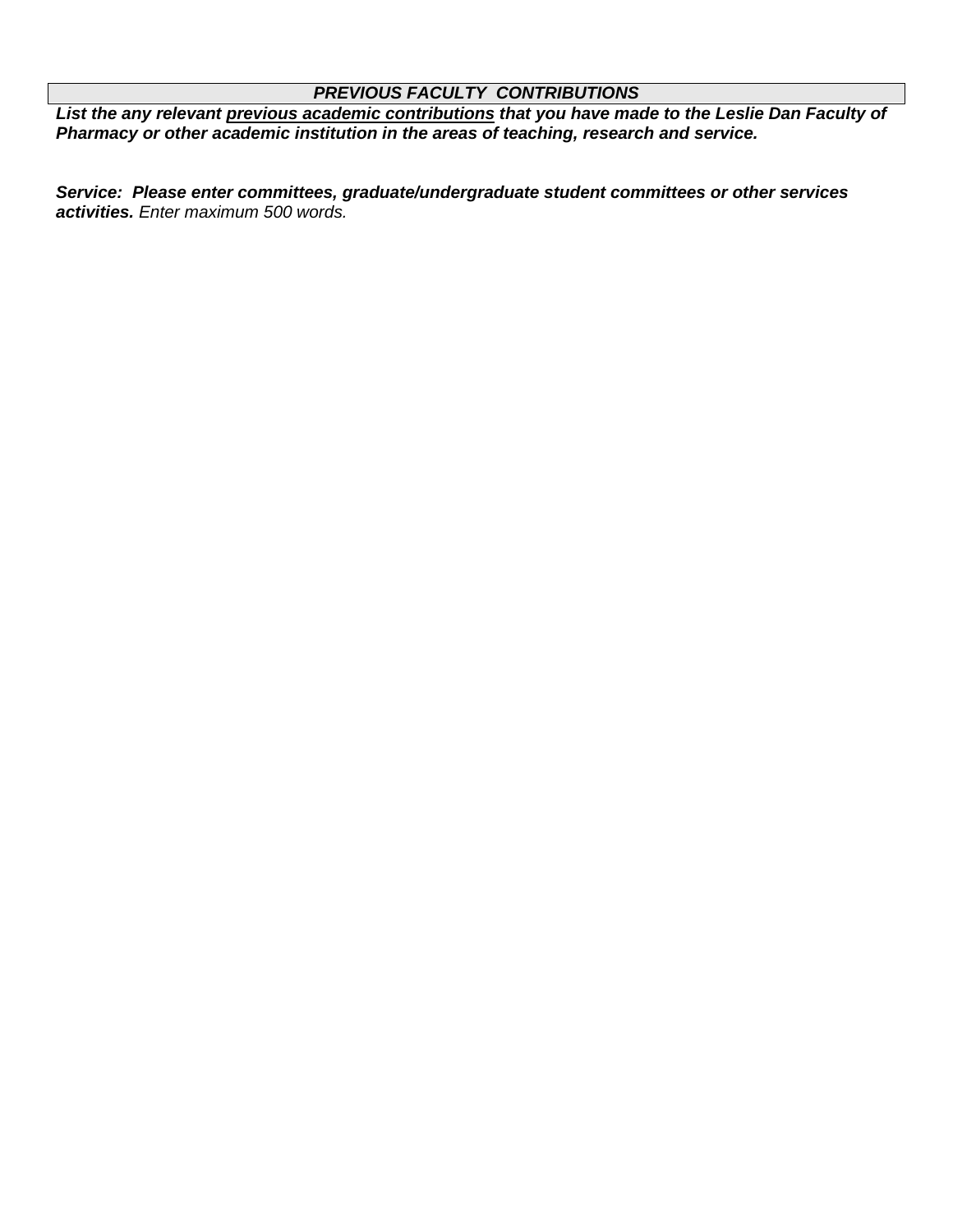## *PREVIOUS FACULTY CONTRIBUTIONS*

***List the any relevant previous academic contributions that you have made to the Leslie Dan Faculty of Pharmacy or other academic institution in the areas of teaching, research and service.***

***Service: Please enter committees, graduate/undergraduate student committees or other services activities.*** *Enter maximum 500 words.*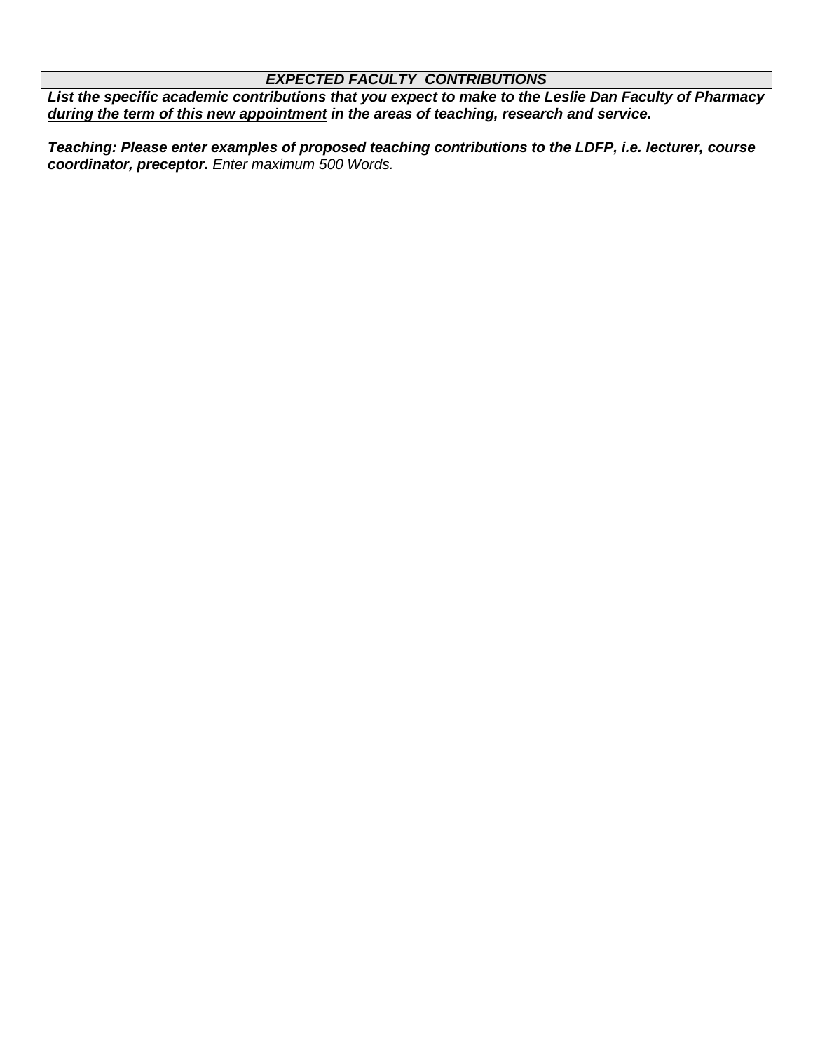## *EXPECTED FACULTY CONTRIBUTIONS*

***List the specific academic contributions that you expect to make to the Leslie Dan Faculty of Pharmacy <u>during the term of this new appointment</u> in the areas of teaching, research and service.***

***Teaching: Please enter examples of proposed teaching contributions to the LDFP, i.e. lecturer, course coordinator, preceptor.*** *Enter maximum 500 Words.*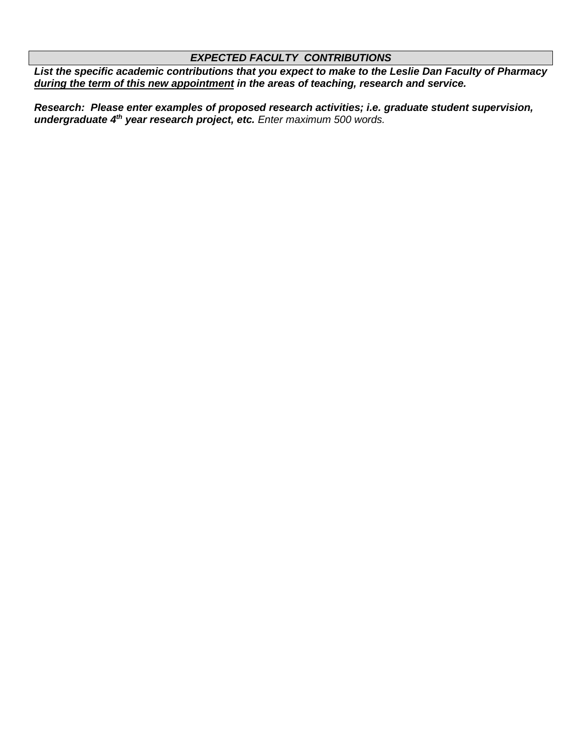## *EXPECTED FACULTY CONTRIBUTIONS*

***List the specific academic contributions that you expect to make to the Leslie Dan Faculty of Pharmacy <u>during the term of this new appointment</u> in the areas of teaching, research and service.***

***Research: Please enter examples of proposed research activities; i.e. graduate student supervision, undergraduate 4th year research project, etc.*** *Enter maximum 500 words.*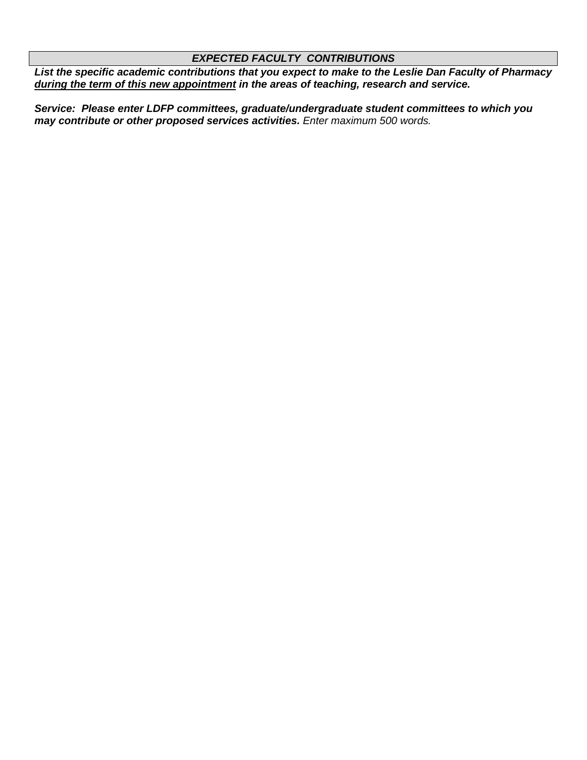## *EXPECTED FACULTY CONTRIBUTIONS*

***List the specific academic contributions that you expect to make to the Leslie Dan Faculty of Pharmacy <u>during the term of this new appointment</u> in the areas of teaching, research and service.***

***Service: Please enter LDFP committees, graduate/undergraduate student committees to which you may contribute or other proposed services activities.*** *Enter maximum 500 words.*